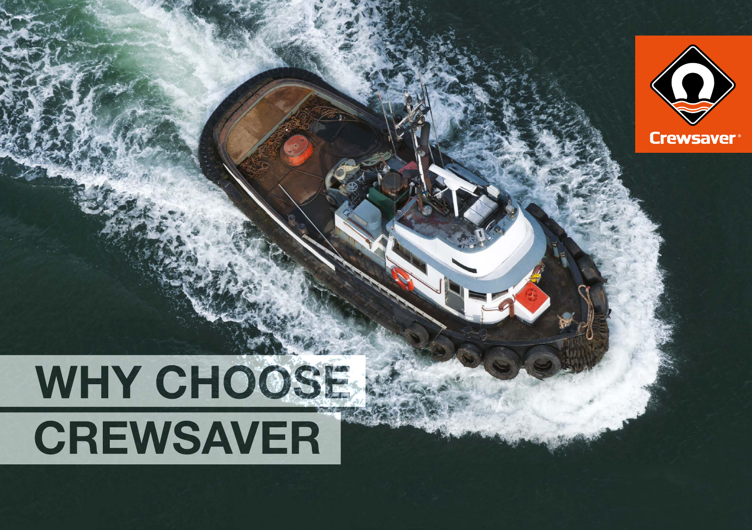# WHY CHOOSE CREWSAVER

Crewsaver®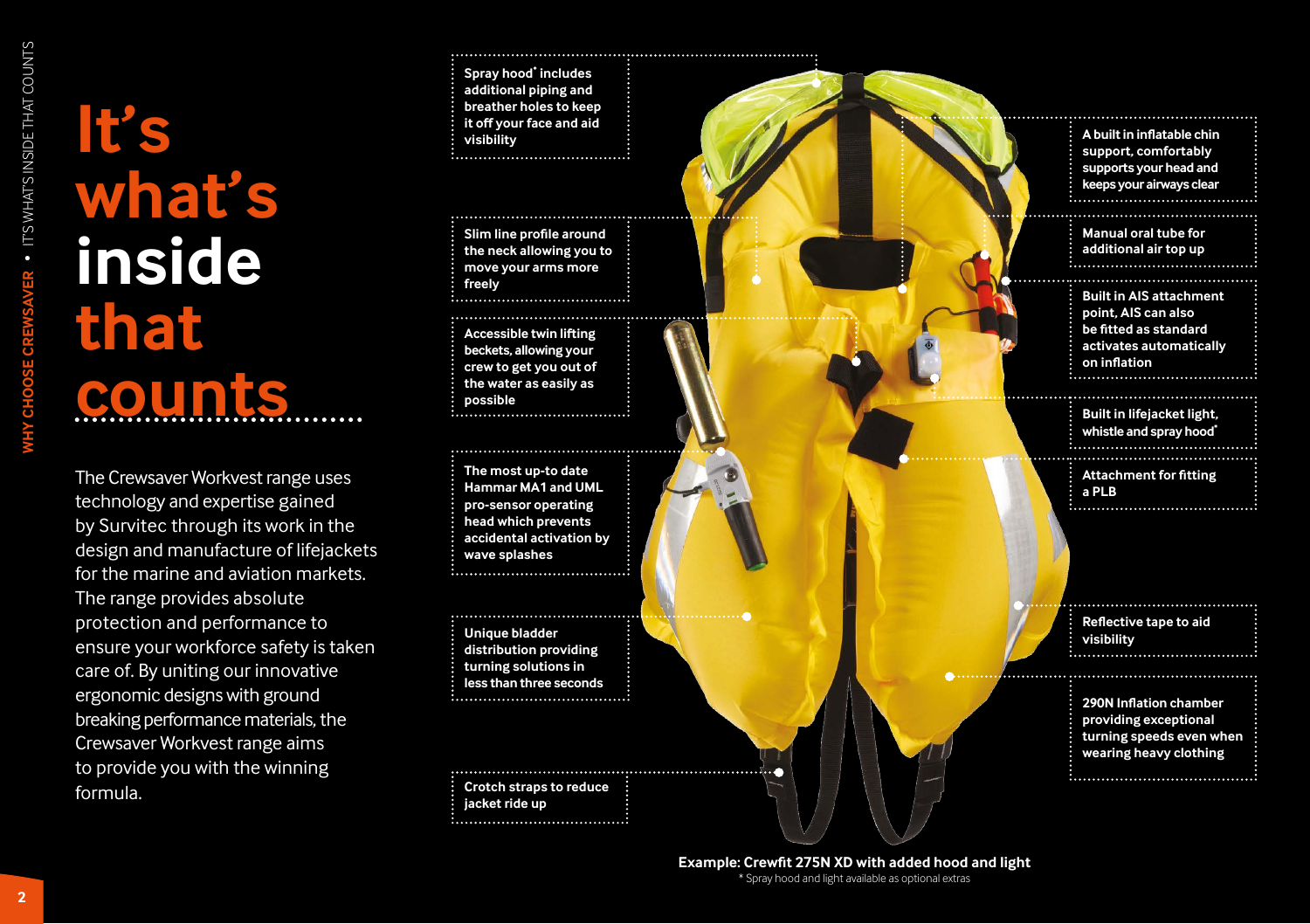# It's what's inside that counts

The Crewsaver Workvest range uses technology and expertise gained by Survitec through its work in the design and manufacture of lifejackets for the marine and aviation markets. The range provides absolute protection and performance to ensure your workforce safety is taken care of. By uniting our innovative ergonomic designs with ground breaking performance materials, the Crewsaver Workvest range aims to provide you with the winning formula.

- **Spray hood* includes additional piping and breather holes to keep it off your face and aid visibility**
- **Slim line profile around the neck allowing you to move your arms more freely**
- **Accessible twin lifting beckets, allowing your crew to get you out of the water as easily as possible**
- **The most up-to date Hammar MA1 and UML pro-sensor operating head which prevents accidental activation by wave splashes**
- **Unique bladder distribution providing turning solutions in less than three seconds**
- **Crotch straps to reduce jacket ride up**
- **A built in inflatable chin support, comfortably supports your head and keeps your airways clear**
- **Manual oral tube for additional air top up**
- **Built in AIS attachment point, AIS can also be fitted as standard activates automatically on inflation**
- **Built in lifejacket light, whistle and spray hood***
- **Attachment for fitting a PLB**
- **Reflective tape to aid visibility**
- **290N Inflation chamber providing exceptional turning speeds even when wearing heavy clothing**

**Example: Crewfit 275N XD with added hood and light**

* Spray hood and light available as optional extras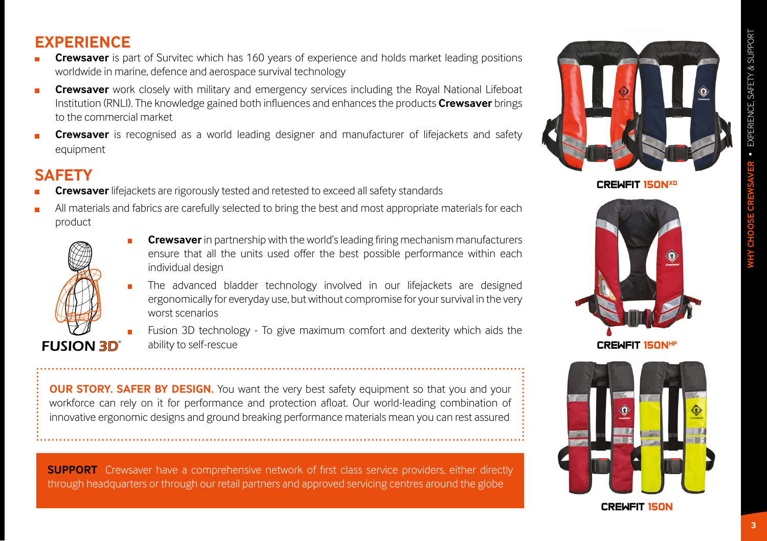## EXPERIENCE

- **Crewsaver** is part of Survitec which has 160 years of experience and holds market leading positions worldwide in marine, defence and aerospace survival technology
- **Crewsaver** work closely with military and emergency services including the Royal National Lifeboat Institution (RNLI). The knowledge gained both influences and enhances the products **Crewsaver** brings to the commercial market
- **Crewsaver** is recognised as a world leading designer and manufacturer of lifejackets and safety equipment

## SAFETY

- **Crewsaver** lifejackets are rigorously tested and retested to exceed all safety standards
- All materials and fabrics are carefully selected to bring the best and most appropriate materials for each product
- **Crewsaver** in partnership with the world's leading firing mechanism manufacturers ensure that all the units used offer the best possible performance within each individual design
- The advanced bladder technology involved in our lifejackets are designed ergonomically for everyday use, but without compromise for your survival in the very worst scenarios
- Fusion 3D technology - To give maximum comfort and dexterity which aids the ability to self-rescue

FUSION 3D®

**OUR STORY. SAFER BY DESIGN.** You want the very best safety equipment so that you and your workforce can rely on it for performance and protection afloat. Our world-leading combination of innovative ergonomic designs and ground breaking performance materials mean you can rest assured

**SUPPORT** Crewsaver have a comprehensive network of first class service providers, either directly through headquarters or through our retail partners and approved servicing centres around the globe

CREWFIT 150N XD

CREWFIT 150N HF

CREWFIT 150N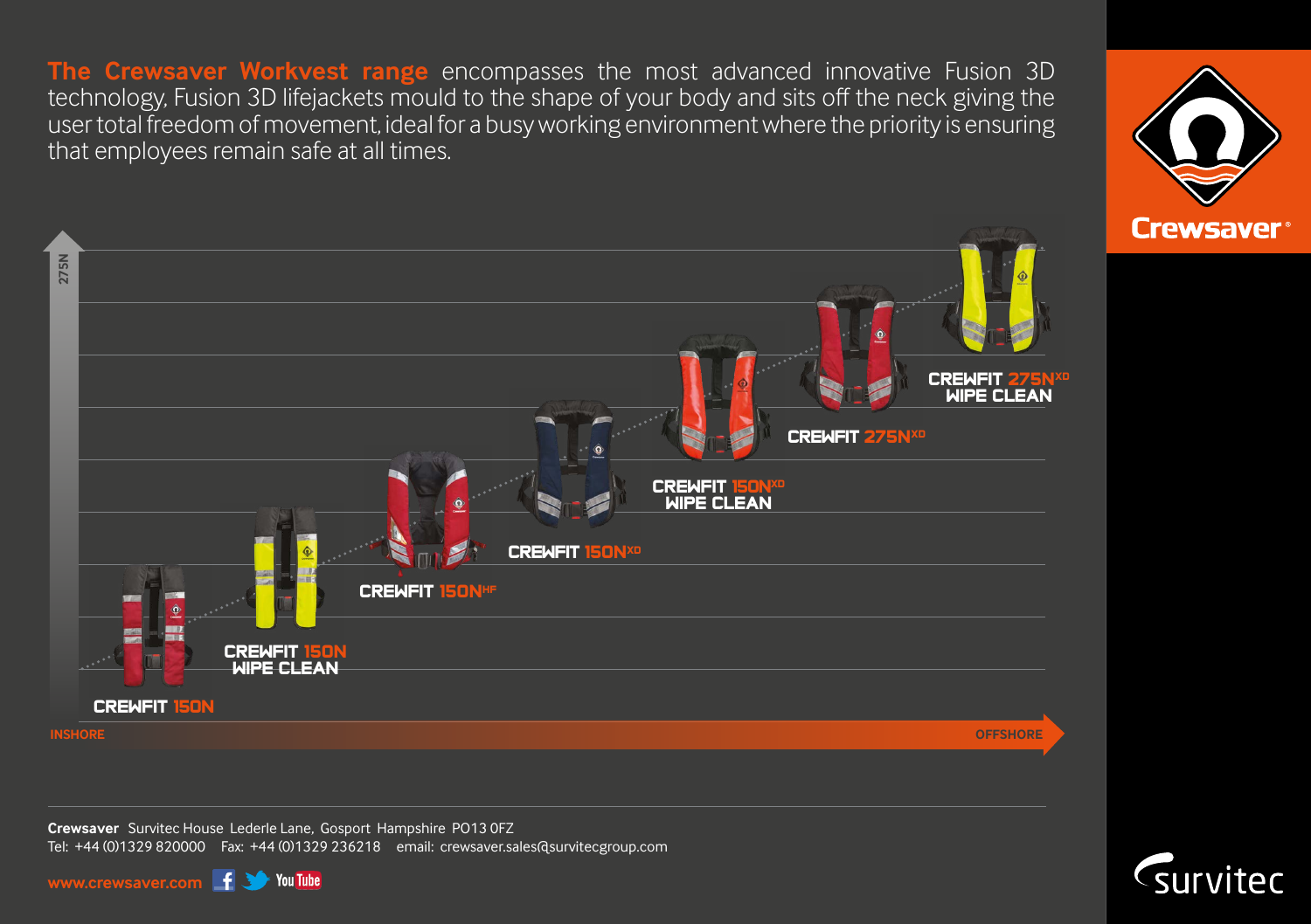**The Crewsaver Workvest range** encompasses the most advanced innovative Fusion 3D technology, Fusion 3D lifejackets mould to the shape of your body and sits off the neck giving the user total freedom of movement, ideal for a busy working environment where the priority is ensuring that employees remain safe at all times.

275N

CREWFIT 275N[XD] WIPE CLEAN

CREWFIT 275N[XD]

CREWFIT 150N[XD] WIPE CLEAN

CREWFIT 150N[XD]

CREWFIT 150N[HF]

CREWFIT 150N WIPE CLEAN

CREWFIT 150N

INSHORE

OFFSHORE

Crewsaver

**Crewsaver** Survitec House Lederle Lane, Gosport Hampshire PO13 0FZ
Tel: +44 (0)1329 820000 Fax: +44 (0)1329 236218 email: crewsaver.sales@survitecgroup.com

www.crewsaver.com

survitec